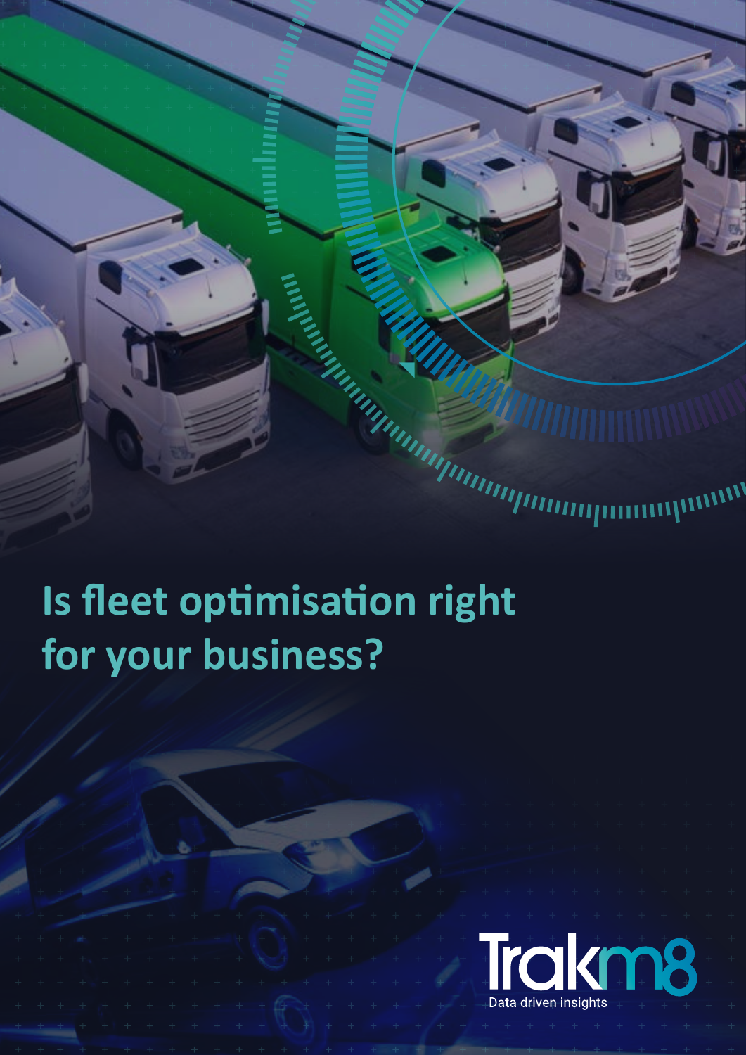# Is fleet optimisation right for your business?

Trakm8

Data driven insights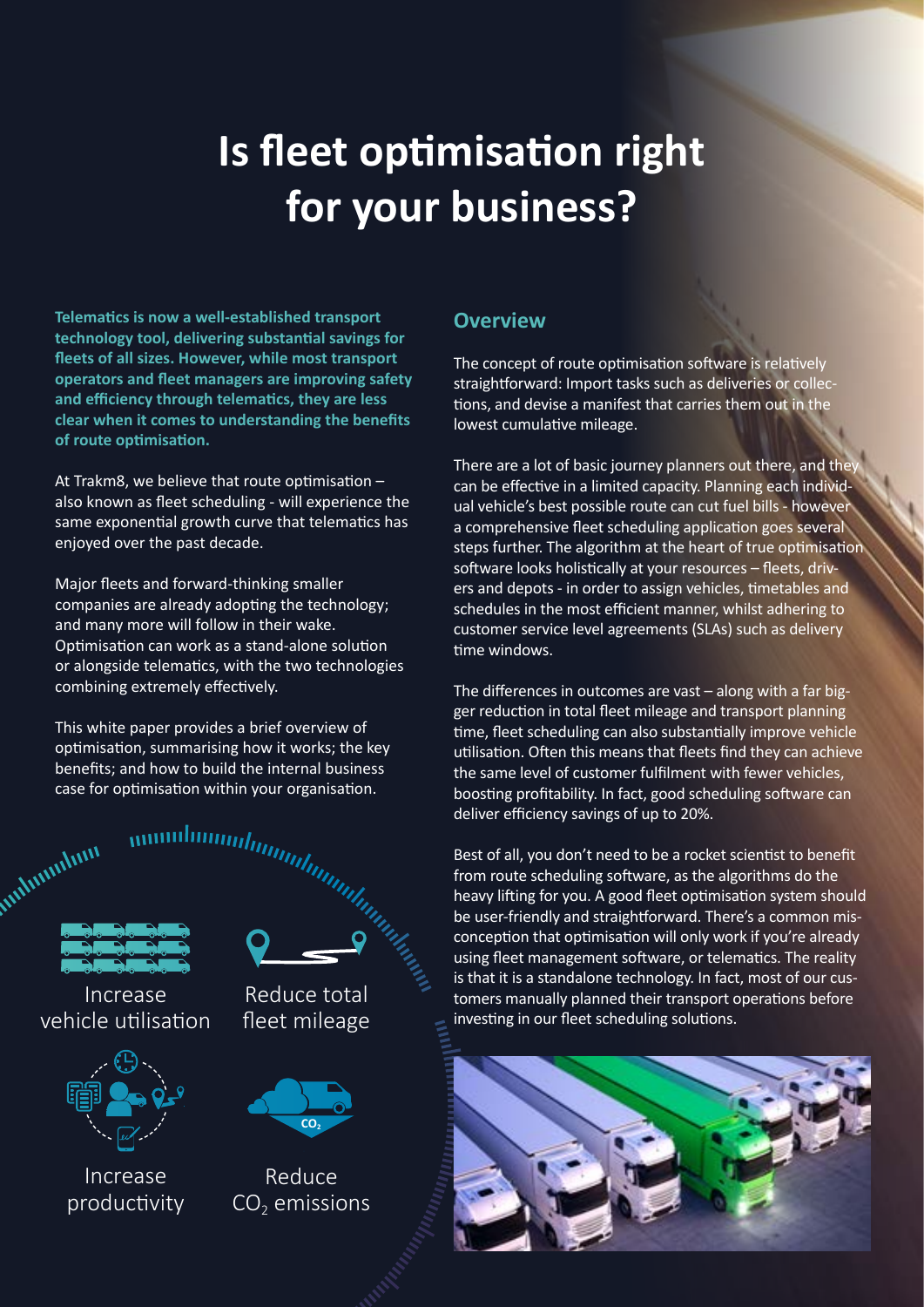# Is fleet optimisation right for your business?

**Telematics is now a well-established transport technology tool, delivering substantial savings for fleets of all sizes. However, while most transport operators and fleet managers are improving safety and efficiency through telematics, they are less clear when it comes to understanding the benefits of route optimisation.**

At Trakm8, we believe that route optimisation – also known as fleet scheduling - will experience the same exponential growth curve that telematics has enjoyed over the past decade.

Major fleets and forward-thinking smaller companies are already adopting the technology; and many more will follow in their wake. Optimisation can work as a stand-alone solution or alongside telematics, with the two technologies combining extremely effectively.

This white paper provides a brief overview of optimisation, summarising how it works; the key benefits; and how to build the internal business case for optimisation within your organisation.

Increase vehicle utilisation

Reduce total fleet mileage

Increase productivity

Reduce $CO_2$ emissions

## Overview

The concept of route optimisation software is relatively straightforward: Import tasks such as deliveries or collections, and devise a manifest that carries them out in the lowest cumulative mileage.

There are a lot of basic journey planners out there, and they can be effective in a limited capacity. Planning each individual vehicle's best possible route can cut fuel bills - however a comprehensive fleet scheduling application goes several steps further. The algorithm at the heart of true optimisation software looks holistically at your resources – fleets, drivers and depots - in order to assign vehicles, timetables and schedules in the most efficient manner, whilst adhering to customer service level agreements (SLAs) such as delivery time windows.

The differences in outcomes are vast – along with a far bigger reduction in total fleet mileage and transport planning time, fleet scheduling can also substantially improve vehicle utilisation. Often this means that fleets find they can achieve the same level of customer fulfilment with fewer vehicles, boosting profitability. In fact, good scheduling software can deliver efficiency savings of up to 20%.

Best of all, you don't need to be a rocket scientist to benefit from route scheduling software, as the algorithms do the heavy lifting for you. A good fleet optimisation system should be user-friendly and straightforward. There's a common misconception that optimisation will only work if you're already using fleet management software, or telematics. The reality is that it is a standalone technology. In fact, most of our customers manually planned their transport operations before investing in our fleet scheduling solutions.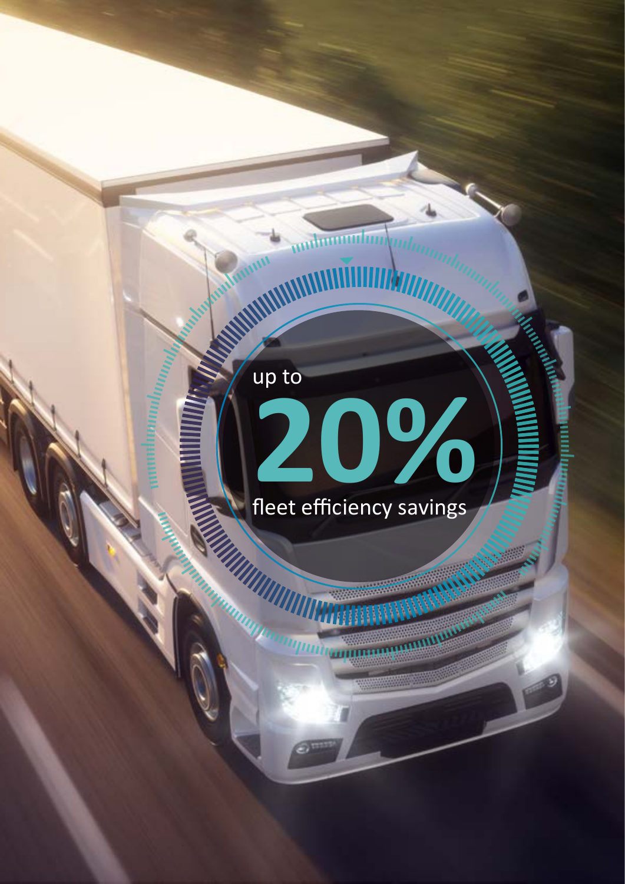up to

# 20%

fleet efficiency savings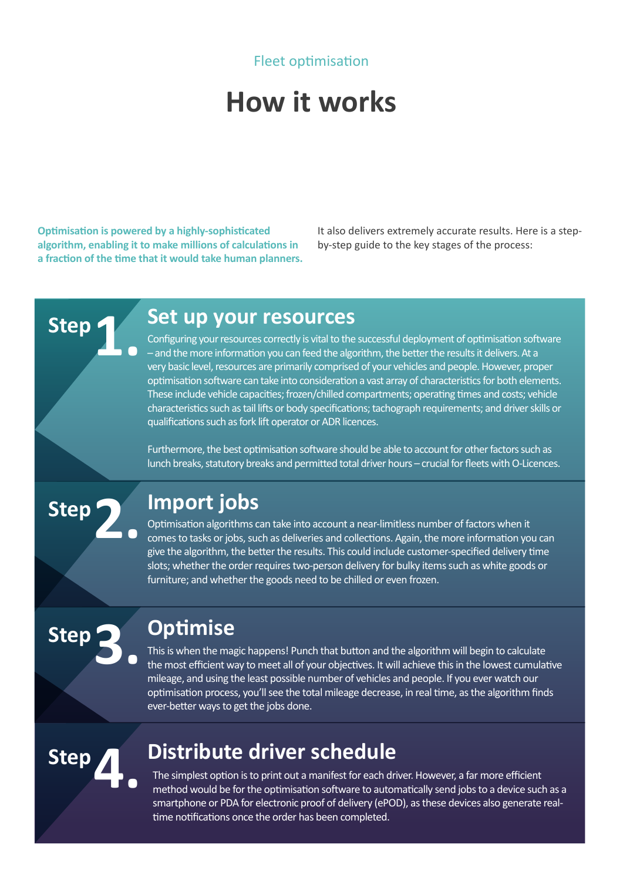Fleet optimisation

# How it works

**Optimisation is powered by a highly-sophisticated algorithm, enabling it to make millions of calculations in a fraction of the time that it would take human planners.**

It also delivers extremely accurate results. Here is a step-by-step guide to the key stages of the process:

## Step 1. Set up your resources

Configuring your resources correctly is vital to the successful deployment of optimisation software – and the more information you can feed the algorithm, the better the results it delivers. At a very basic level, resources are primarily comprised of your vehicles and people. However, proper optimisation software can take into consideration a vast array of characteristics for both elements. These include vehicle capacities; frozen/chilled compartments; operating times and costs; vehicle characteristics such as tail lifts or body specifications; tachograph requirements; and driver skills or qualifications such as fork lift operator or ADR licences.

Furthermore, the best optimisation software should be able to account for other factors such as lunch breaks, statutory breaks and permitted total driver hours – crucial for fleets with O-Licences.

## Step 2. Import jobs

Optimisation algorithms can take into account a near-limitless number of factors when it comes to tasks or jobs, such as deliveries and collections. Again, the more information you can give the algorithm, the better the results. This could include customer-specified delivery time slots; whether the order requires two-person delivery for bulky items such as white goods or furniture; and whether the goods need to be chilled or even frozen.

## Step 3. Optimise

This is when the magic happens! Punch that button and the algorithm will begin to calculate the most efficient way to meet all of your objectives. It will achieve this in the lowest cumulative mileage, and using the least possible number of vehicles and people. If you ever watch our optimisation process, you'll see the total mileage decrease, in real time, as the algorithm finds ever-better ways to get the jobs done.

## Step 4. Distribute driver schedule

The simplest option is to print out a manifest for each driver. However, a far more efficient method would be for the optimisation software to automatically send jobs to a device such as a smartphone or PDA for electronic proof of delivery (ePOD), as these devices also generate real-time notifications once the order has been completed.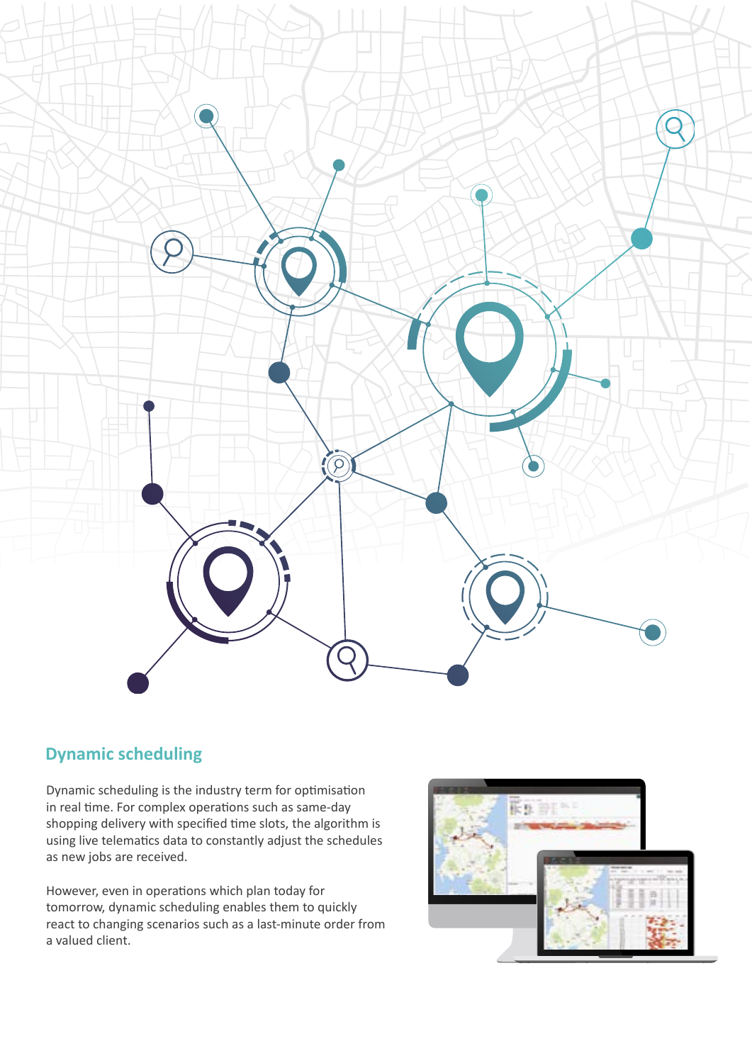## Dynamic scheduling

Dynamic scheduling is the industry term for optimisation in real time. For complex operations such as same-day shopping delivery with specified time slots, the algorithm is using live telematics data to constantly adjust the schedules as new jobs are received.

However, even in operations which plan today for tomorrow, dynamic scheduling enables them to quickly react to changing scenarios such as a last-minute order from a valued client.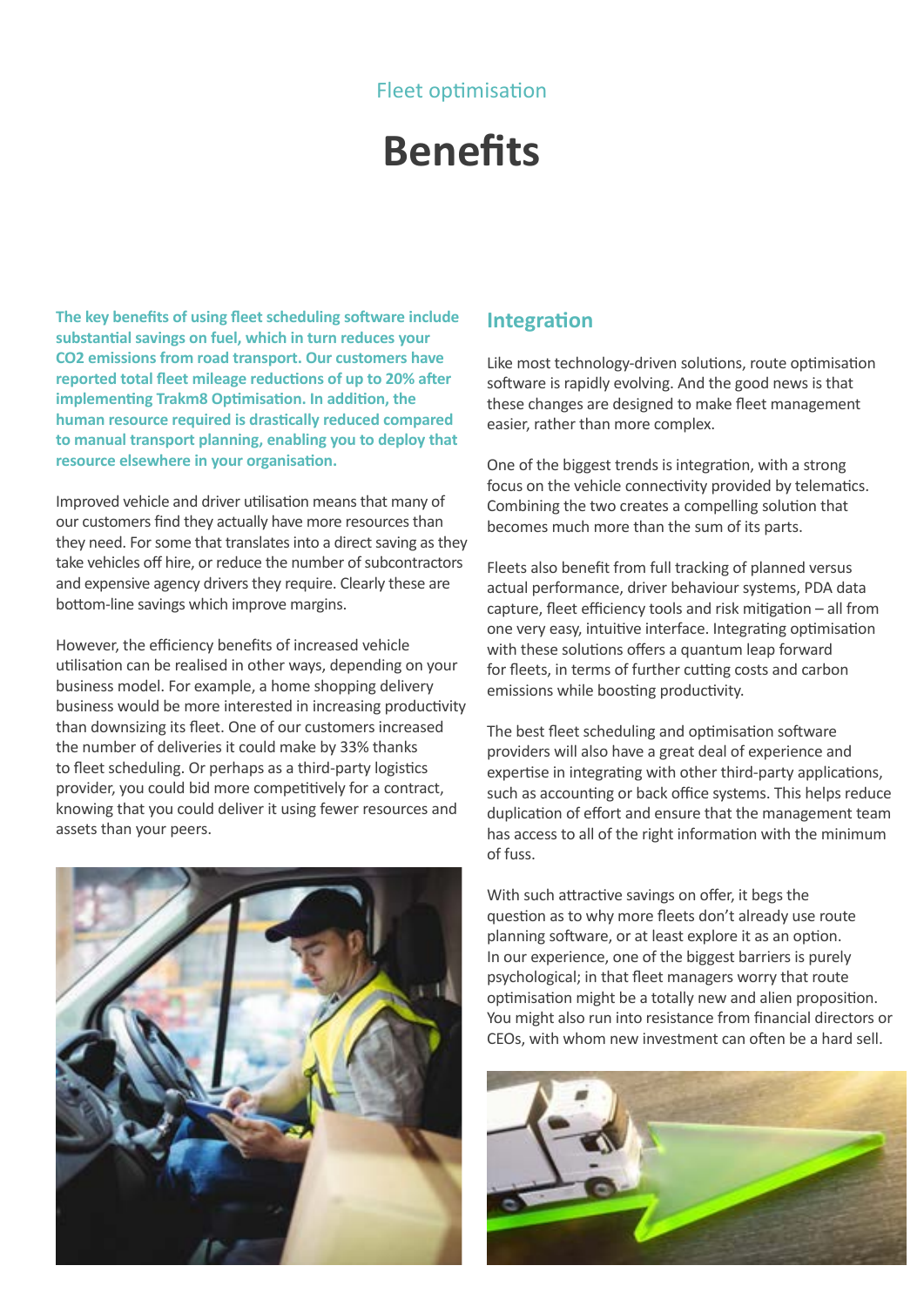Fleet optimisation

# Benefits

**The key benefits of using fleet scheduling software include substantial savings on fuel, which in turn reduces your $CO_2$ emissions from road transport. Our customers have reported total fleet mileage reductions of up to 20% after implementing Trakm8 Optimisation. In addition, the human resource required is drastically reduced compared to manual transport planning, enabling you to deploy that resource elsewhere in your organisation.**

Improved vehicle and driver utilisation means that many of our customers find they actually have more resources than they need. For some that translates into a direct saving as they take vehicles off hire, or reduce the number of subcontractors and expensive agency drivers they require. Clearly these are bottom-line savings which improve margins.

However, the efficiency benefits of increased vehicle utilisation can be realised in other ways, depending on your business model. For example, a home shopping delivery business would be more interested in increasing productivity than downsizing its fleet. One of our customers increased the number of deliveries it could make by 33% thanks to fleet scheduling. Or perhaps as a third-party logistics provider, you could bid more competitively for a contract, knowing that you could deliver it using fewer resources and assets than your peers.

## Integration

Like most technology-driven solutions, route optimisation software is rapidly evolving. And the good news is that these changes are designed to make fleet management easier, rather than more complex.

One of the biggest trends is integration, with a strong focus on the vehicle connectivity provided by telematics. Combining the two creates a compelling solution that becomes much more than the sum of its parts.

Fleets also benefit from full tracking of planned versus actual performance, driver behaviour systems, PDA data capture, fleet efficiency tools and risk mitigation – all from one very easy, intuitive interface. Integrating optimisation with these solutions offers a quantum leap forward for fleets, in terms of further cutting costs and carbon emissions while boosting productivity.

The best fleet scheduling and optimisation software providers will also have a great deal of experience and expertise in integrating with other third-party applications, such as accounting or back office systems. This helps reduce duplication of effort and ensure that the management team has access to all of the right information with the minimum of fuss.

With such attractive savings on offer, it begs the question as to why more fleets don't already use route planning software, or at least explore it as an option. In our experience, one of the biggest barriers is purely psychological; in that fleet managers worry that route optimisation might be a totally new and alien proposition. You might also run into resistance from financial directors or CEOs, with whom new investment can often be a hard sell.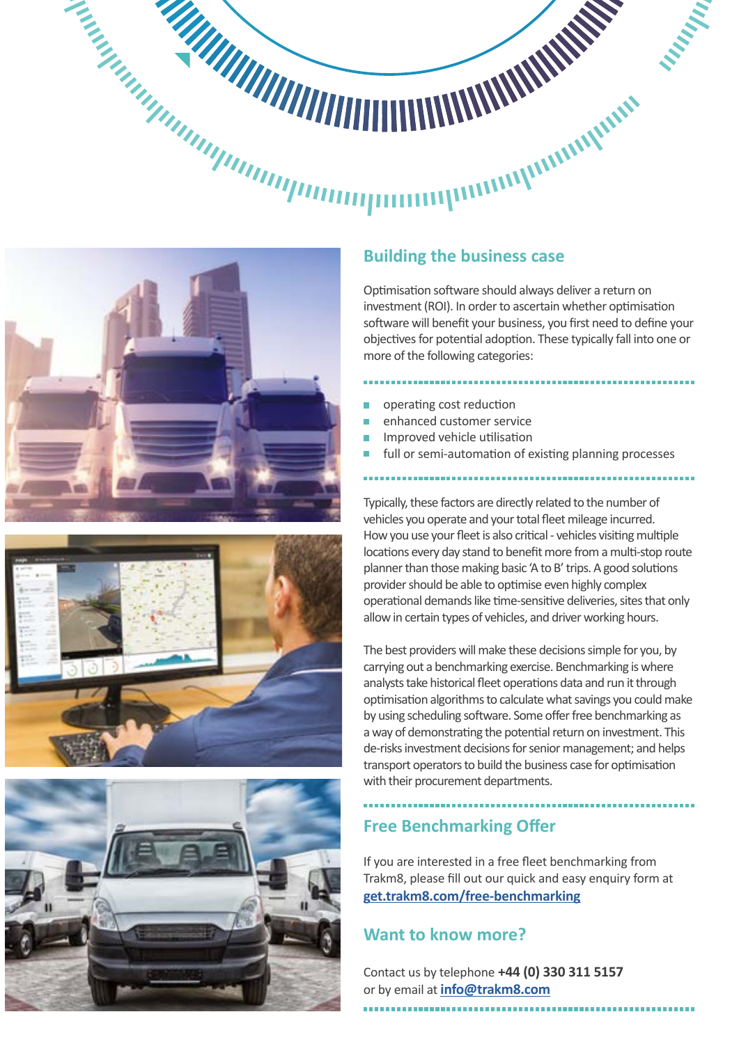## Building the business case

Optimisation software should always deliver a return on investment (ROI). In order to ascertain whether optimisation software will benefit your business, you first need to define your objectives for potential adoption. These typically fall into one or more of the following categories:

- operating cost reduction
- enhanced customer service
- Improved vehicle utilisation
- full or semi-automation of existing planning processes

Typically, these factors are directly related to the number of vehicles you operate and your total fleet mileage incurred. How you use your fleet is also critical - vehicles visiting multiple locations every day stand to benefit more from a multi-stop route planner than those making basic 'A to B' trips. A good solutions provider should be able to optimise even highly complex operational demands like time-sensitive deliveries, sites that only allow in certain types of vehicles, and driver working hours.

The best providers will make these decisions simple for you, by carrying out a benchmarking exercise. Benchmarking is where analysts take historical fleet operations data and run it through optimisation algorithms to calculate what savings you could make by using scheduling software. Some offer free benchmarking as a way of demonstrating the potential return on investment. This de-risks investment decisions for senior management; and helps transport operators to build the business case for optimisation with their procurement departments.

## Free Benchmarking Offer

If you are interested in a free fleet benchmarking from Trakm8, please fill out our quick and easy enquiry form at **get.trakm8.com/free-benchmarking**

## Want to know more?

Contact us by telephone **+44 (0) 330 311 5157**
or by email at **info@trakm8.com**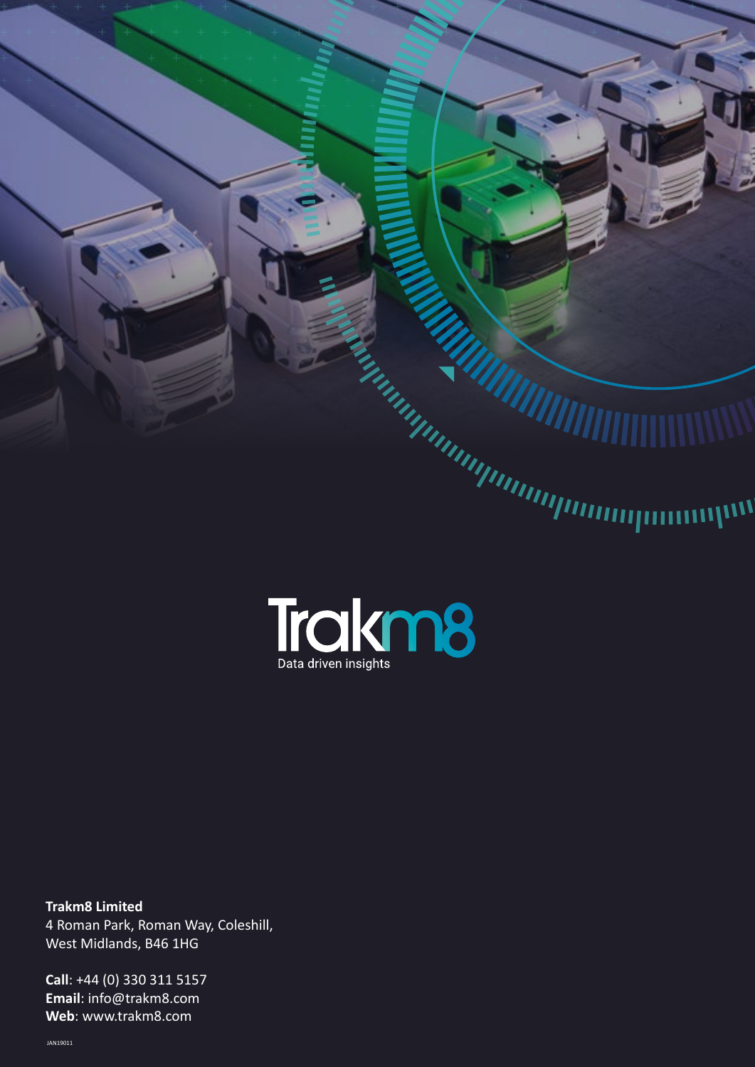Trakm8

Data driven insights

**Trakm8 Limited**
4 Roman Park, Roman Way, Coleshill,
West Midlands, B46 1HG

**Call**: +44 (0) 330 311 5157
**Email**: info@trakm8.com
**Web**: www.trakm8.com

JAN19011